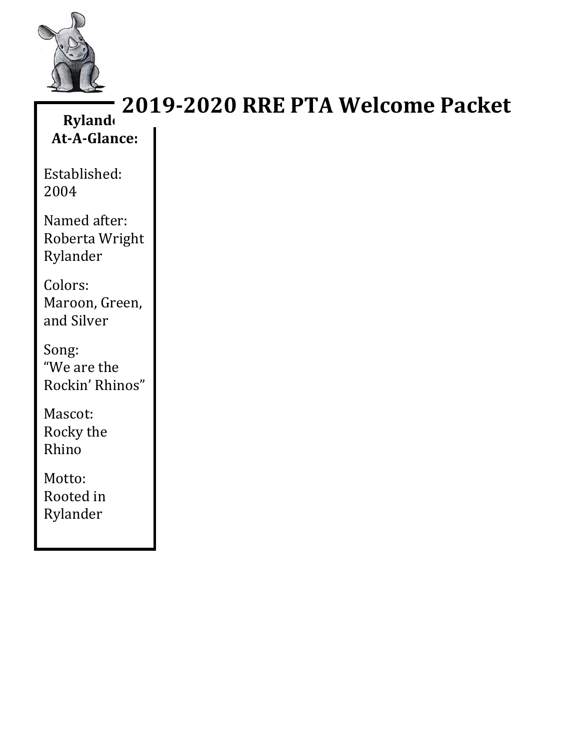# 2019-2020 RRE PTA Welcome Packet

**Rylander At-A-Glance:**

Established:
2004

Named after:
Roberta Wright Rylander

Colors:
Maroon, Green, and Silver

Song:
"We are the Rockin' Rhinos"

Mascot:
Rocky the Rhino

Motto:
Rooted in Rylander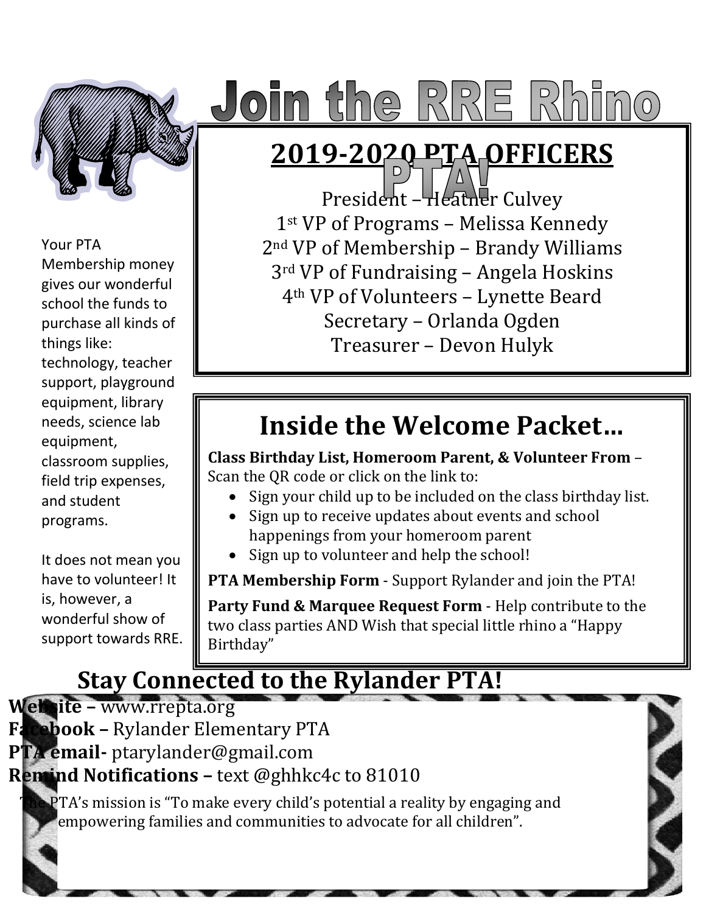# Join the RRE Rhino PTA!

Your PTA Membership money gives our wonderful school the funds to purchase all kinds of things like: technology, teacher support, playground equipment, library needs, science lab equipment, classroom supplies, field trip expenses, and student programs.

It does not mean you have to volunteer! It is, however, a wonderful show of support towards RRE.

## 2019-2020 PTA OFFICERS

President – Heather Culvey
1st VP of Programs – Melissa Kennedy
2nd VP of Membership – Brandy Williams
3rd VP of Fundraising – Angela Hoskins
4th VP of Volunteers – Lynette Beard
Secretary – Orlanda Ogden
Treasurer – Devon Hulyk

## Inside the Welcome Packet…

**Class Birthday List, Homeroom Parent, & Volunteer From** – Scan the QR code or click on the link to:

- Sign your child up to be included on the class birthday list.
- Sign up to receive updates about events and school happenings from your homeroom parent
- Sign up to volunteer and help the school!

**PTA Membership Form** - Support Rylander and join the PTA!

**Party Fund & Marquee Request Form** - Help contribute to the two class parties AND Wish that special little rhino a "Happy Birthday"

## Stay Connected to the Rylander PTA!

**Website –** www.rrepta.org
**Facebook –** Rylander Elementary PTA
**PTA email-** ptarylander@gmail.com
**Remind Notifications –** text @ghhkc4c to 81010

The PTA's mission is "To make every child's potential a reality by engaging and empowering families and communities to advocate for all children".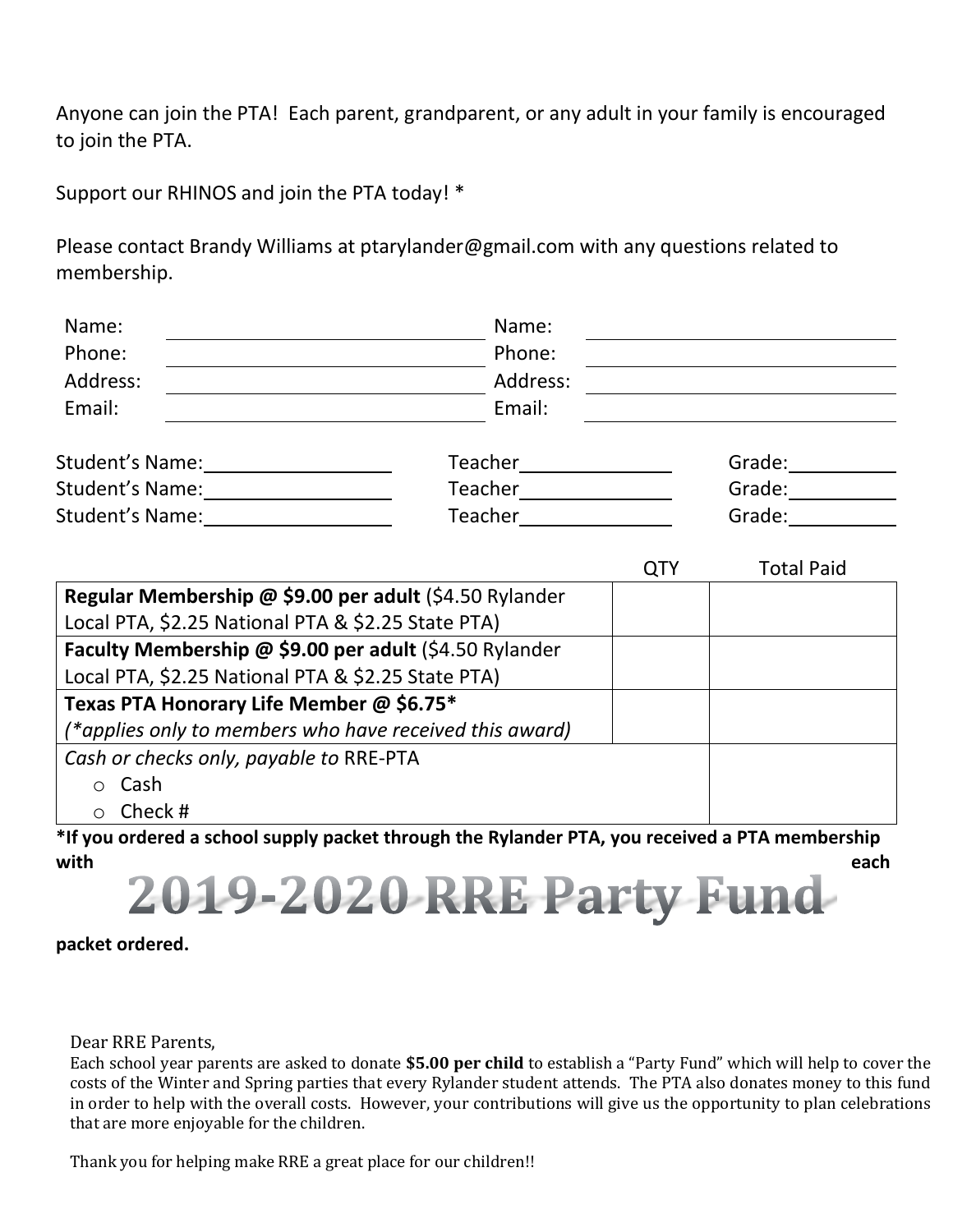Anyone can join the PTA! Each parent, grandparent, or any adult in your family is encouraged to join the PTA.

Support our RHINOS and join the PTA today! *

Please contact Brandy Williams at ptarylander@gmail.com with any questions related to membership.

| | | | |
|---|---|---|---|
| Name: | | Name: | |
| Phone: | | Phone: | |
| Address: | | Address: | |
| Email: | | Email: | |

Student's Name:__________ Teacher__________ Grade:__________
Student's Name:__________ Teacher__________ Grade:__________
Student's Name:__________ Teacher__________ Grade:__________

| | QTY | Total Paid |
|---|---|---|
| **Regular Membership @ $9.00 per adult** ($4.50 Rylander Local PTA, $2.25 National PTA & $2.25 State PTA) | | |
| **Faculty Membership @ $9.00 per adult** ($4.50 Rylander Local PTA, $2.25 National PTA & $2.25 State PTA) | | |
| **Texas PTA Honorary Life Member @ $6.75*** *(*applies only to members who have received this award)* | | |
| *Cash or checks only, payable to* RRE-PTA<br>○ Cash<br>○ Check # | | |

**\*If you ordered a school supply packet through the Rylander PTA, you received a PTA membership with each packet ordered.**

# 2019-2020 RRE Party Fund

Dear RRE Parents,

Each school year parents are asked to donate **$5.00 per child** to establish a "Party Fund" which will help to cover the costs of the Winter and Spring parties that every Rylander student attends. The PTA also donates money to this fund in order to help with the overall costs. However, your contributions will give us the opportunity to plan celebrations that are more enjoyable for the children.

Thank you for helping make RRE a great place for our children!!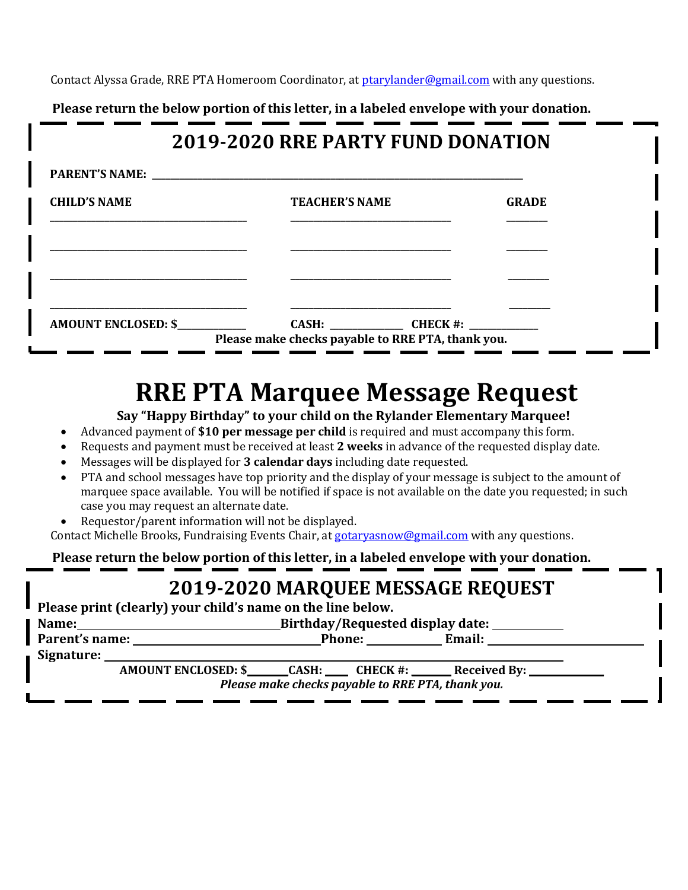Contact Alyssa Grade, RRE PTA Homeroom Coordinator, at ptarylander@gmail.com with any questions.

**Please return the below portion of this letter, in a labeled envelope with your donation.**

## 2019-2020 RRE PARTY FUND DONATION

**PARENT'S NAME:** ______________________________________________

| CHILD'S NAME | TEACHER'S NAME | GRADE |
|---|---|---|
| ____________________ | ____________________ | ________ |
| ____________________ | ____________________ | ________ |
| ____________________ | ____________________ | ________ |
| ____________________ | ____________________ | ________ |

**AMOUNT ENCLOSED: $**__________ **CASH:** __________ **CHECK #:** __________

**Please make checks payable to RRE PTA, thank you.**

# RRE PTA Marquee Message Request

**Say "Happy Birthday" to your child on the Rylander Elementary Marquee!**

- Advanced payment of **$10 per message per child** is required and must accompany this form.
- Requests and payment must be received at least **2 weeks** in advance of the requested display date.
- Messages will be displayed for **3 calendar days** including date requested.
- PTA and school messages have top priority and the display of your message is subject to the amount of marquee space available. You will be notified if space is not available on the date you requested; in such case you may request an alternate date.
- Requestor/parent information will not be displayed.

Contact Michelle Brooks, Fundraising Events Chair, at gotaryasnow@gmail.com with any questions.

**Please return the below portion of this letter, in a labeled envelope with your donation.**

## 2019-2020 MARQUEE MESSAGE REQUEST

**Please print (clearly) your child's name on the line below.**

**Name:** ____________________ **Birthday/Requested display date:** __________

**Parent's name:** ____________________ **Phone:** __________ **Email:** ____________________

**Signature:** ________________________________________

**AMOUNT ENCLOSED: $**______ **CASH:** ____ **CHECK #:** ______ **Received By:** __________

***Please make checks payable to RRE PTA, thank you.***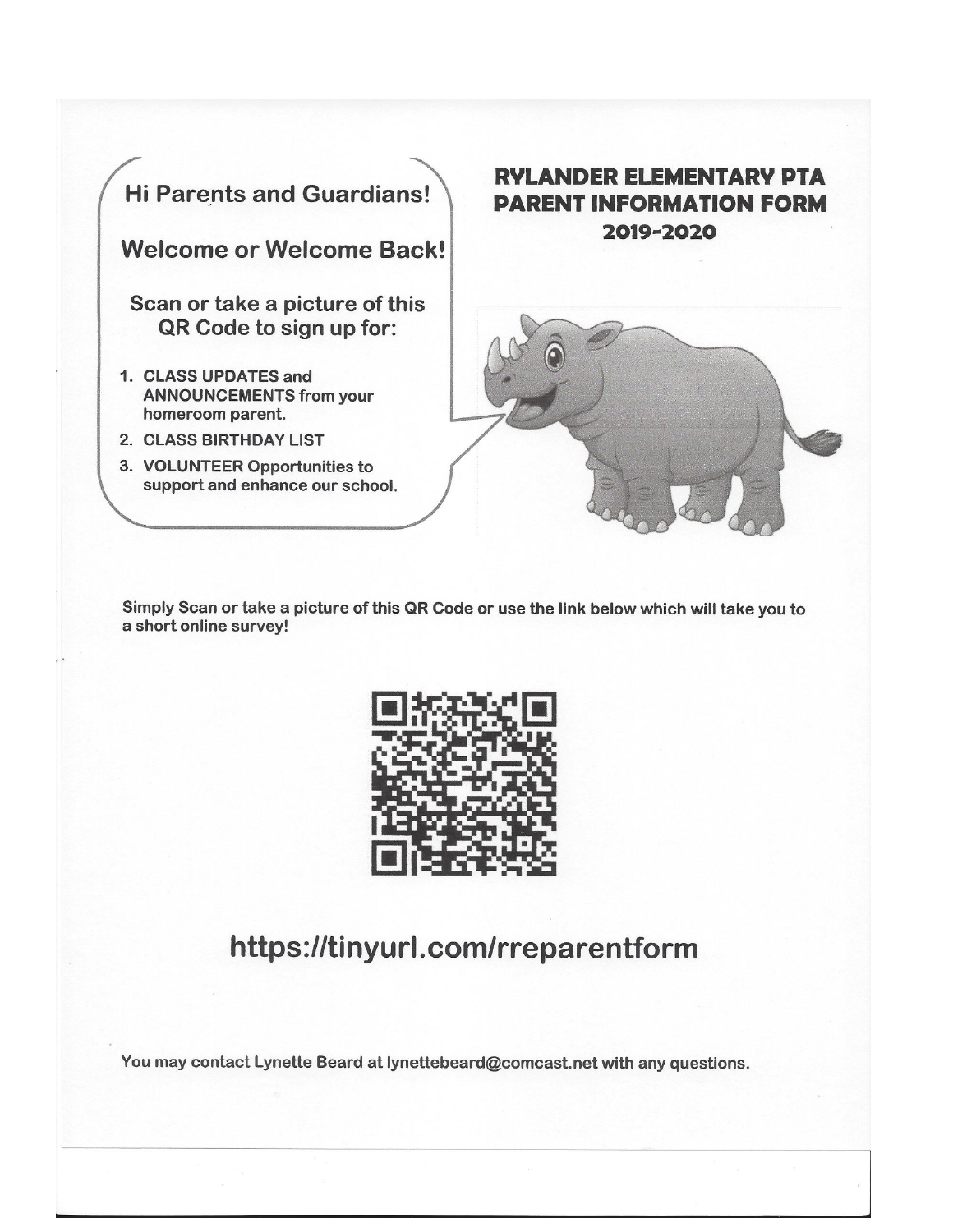Hi Parents and Guardians!

Welcome or Welcome Back!

Scan or take a picture of this QR Code to sign up for:

1. **CLASS UPDATES and ANNOUNCEMENTS** from your homeroom parent.
2. **CLASS BIRTHDAY LIST**
3. **VOLUNTEER** Opportunities to support and enhance our school.

# RYLANDER ELEMENTARY PTA PARENT INFORMATION FORM 2019-2020

**Simply Scan or take a picture of this QR Code or use the link below which will take you to a short online survey!**

## https://tinyurl.com/rreparentform

**You may contact Lynette Beard at lynettebeard@comcast.net with any questions.**